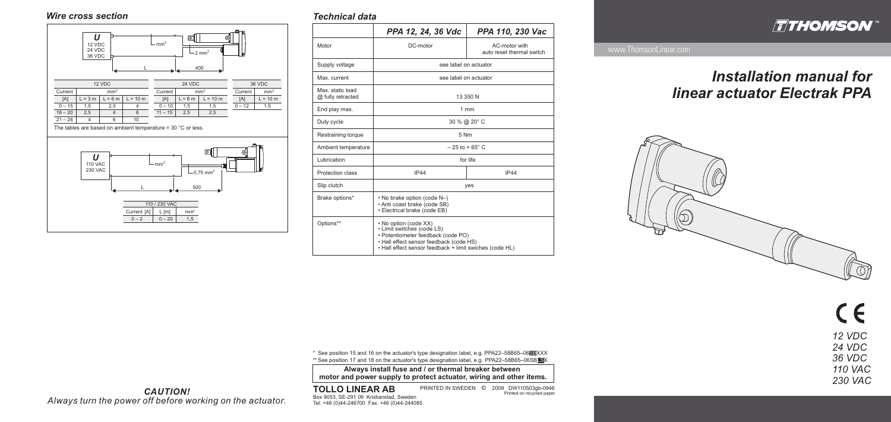# Installation manual for linear actuator Electrak PPA

www.ThomsonLinear.com

12 VDC
24 VDC
36 VDC
110 VAC
230 VAC

## Wire cross section

U: 12 VDC, 24 VDC, 36 VDC — mm² — 2 mm² — L — 400

| 12 VDC | | | |
|---|---|---|---|
| Current | mm² | | |
| [A] | L = 3 m | L = 6 m | L = 10 m |
| 0 – 15 | 1,5 | 2,5 | 4 |
| 16 – 20 | 2,5 | 4 | 6 |
| 21 – 28 | 4 | 6 | 10 |

| 24 VDC | | |
|---|---|---|
| Current | mm² | |
| [A] | L = 6 m | L = 10 m |
| 0 – 10 | 1,5 | 1,5 |
| 11 – 15 | 2,5 | 2,5 |

| 36 VDC | |
|---|---|
| Current | mm² |
| [A] | L = 10 m |
| 0 – 12 | 1,5 |

The tables are based on ambient temperature = 30 °C or less.

U: 110 VAC, 230 VAC — mm² — 0,75 mm² — L — 500

| 110 / 230 VAC | | |
|---|---|---|
| Current [A] | L [m] | mm² |
| 0 – 2 | 0 – 20 | 1,5 |

## Technical data

| | PPA 12, 24, 36 Vdc | PPA 110, 230 Vac |
|---|---|---|
| Motor | DC-motor | AC-motor with auto reset thermal switch |
| Supply voltage | see label on actuator | |
| Max. current | see label on actuator | |
| Max. static load @ fully retracted | 13 350 N | |
| End play max. | 1 mm | |
| Duty cycle | 30 % @ 20° C | |
| Restraining torque | 5 Nm | |
| Ambient temperature | – 25 to + 65° C | |
| Lubrication | for life | |
| Protection class | IP44 | IP44 |
| Slip clutch | yes | |
| Brake options* | • No brake option (code N–)<br>• Anti coast brake (code SB)<br>• Electrical brake (code EB) | |
| Options** | • No option (code XX)<br>• Limit switches (code LS)<br>• Potentiometer feedback (code PO)<br>• Hall effect sensor feedback (code HS)<br>• Hall effect sensor feedback + limit swiches (code HL) | |

\* See position 15 and 16 on the actuator's type designation label, e.g. PPA22–58B65–06SBXXX
\*\* See position 17 and 18 on the actuator's type designation label, e.g. PPA22–58B65–06SBLSX

**Always install fuse and / or thermal breaker between motor and power supply to protect actuator, wiring and other items.**

**TOLLO LINEAR AB**
Box 9053, SE-291 09 Kristianstad, Sweden
Tel. +46 (0)44-246700 Fax. +46 (0)44-244085

PRINTED IN SWEDEN © 2009 DW110503gb-0946
Printed on recycled paper

***CAUTION!***
*Always turn the power off before working on the actuator.*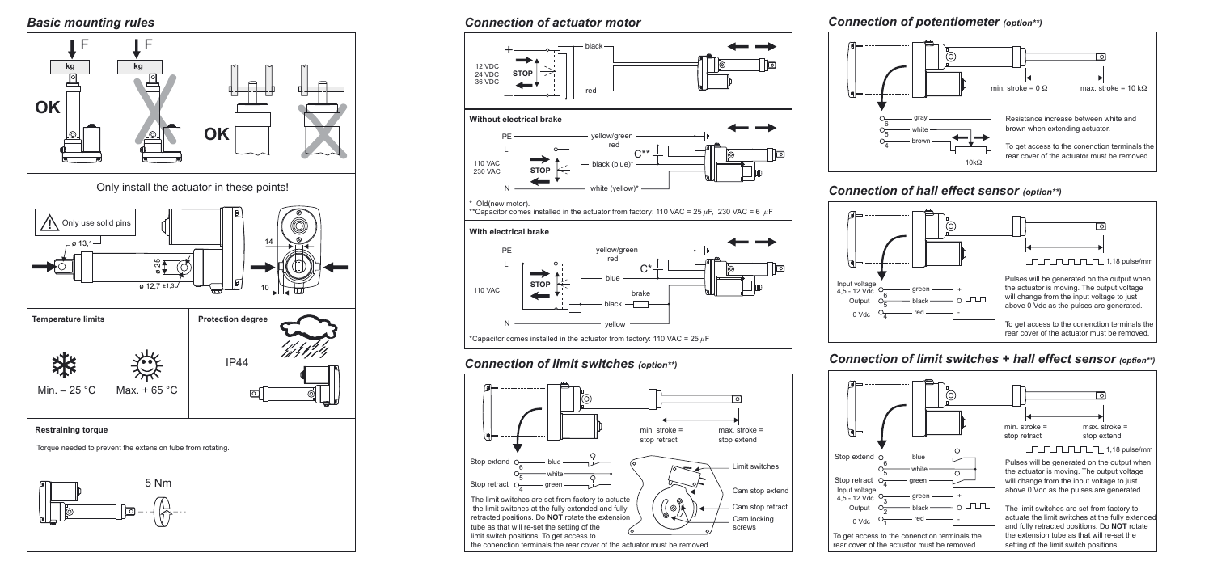## Basic mounting rules

F F

kg kg

OK

OK

Only install the actuator in these points!

Only use solid pins

ø 13,1

ø 25

ø 12,7 ±1,3

14

10

**Temperature limits**

Min. – 25 °C

Max. + 65 °C

**Protection degree**

IP44

**Restraining torque**

Torque needed to prevent the extension tube from rotating.

5 Nm

## Connection of actuator motor

+

12 VDC
24 VDC
36 VDC

STOP

–

black

red

**Without electrical brake**

PE — yellow/green

L — red

110 VAC
230 VAC

STOP

black (blue)*

C**

N — white (yellow)*

\* Old(new motor).

\*\*Capacitor comes installed in the actuator from factory: 110 VAC = 25 µF, 230 VAC = 6 µF

**With electrical brake**

PE — yellow/green

L — red

110 VAC

STOP

blue

C*

brake

black

N — yellow

\*Capacitor comes installed in the actuator from factory: 110 VAC = 25 µF

## Connection of limit switches *(option\*\*)*

min. stroke = stop retract

max. stroke = stop extend

Stop extend 6 — blue

5 — white

Stop retract 4 — green

Limit switches

Cam stop extend

Cam stop retract

Cam locking screws

The limit switches are set from factory to actuate the limit switches at the fully extended and fully retracted positions. Do **NOT** rotate the extension tube as that will re-set the setting of the limit switch positions. To get access to the conenction terminals the rear cover of the actuator must be removed.

## Connection of potentiometer *(option\*\*)*

min. stroke = 0 Ω

max. stroke = 10 kΩ

6 — gray

5 — white

4 — brown

10kΩ

Resistance increase between white and brown when extending actuator.

To get access to the conenction terminals the rear cover of the actuator must be removed.

## Connection of hall effect sensor *(option\*\*)*

1,18 pulse/mm

Input voltage 4,5 - 12 Vdc 6 — green

Output 5 — black

0 Vdc 4 — red

Pulses will be generated on the output when the actuator is moving. The output voltage will change from the input voltage to just above 0 Vdc as the pulses are generated.

To get access to the conenction terminals the rear cover of the actuator must be removed.

## Connection of limit switches + hall effect sensor *(option\*\*)*

min. stroke = stop retract

max. stroke = stop extend

1,18 pulse/mm

Stop extend 6 — blue

5 — white

Stop retract 4 — green

Input voltage 4,5 - 12 Vdc 3 — green

Output 2 — black

0 Vdc 1 — red

Pulses will be generated on the output when the actuator is moving. The output voltage will change from the input voltage to just above 0 Vdc as the pulses are generated.

The limit switches are set from factory to actuate the limit switches at the fully extended and fully retracted positions. Do **NOT** rotate the extension tube as that will re-set the setting of the limit switch positions.

To get access to the conenction terminals the rear cover of the actuator must be removed.